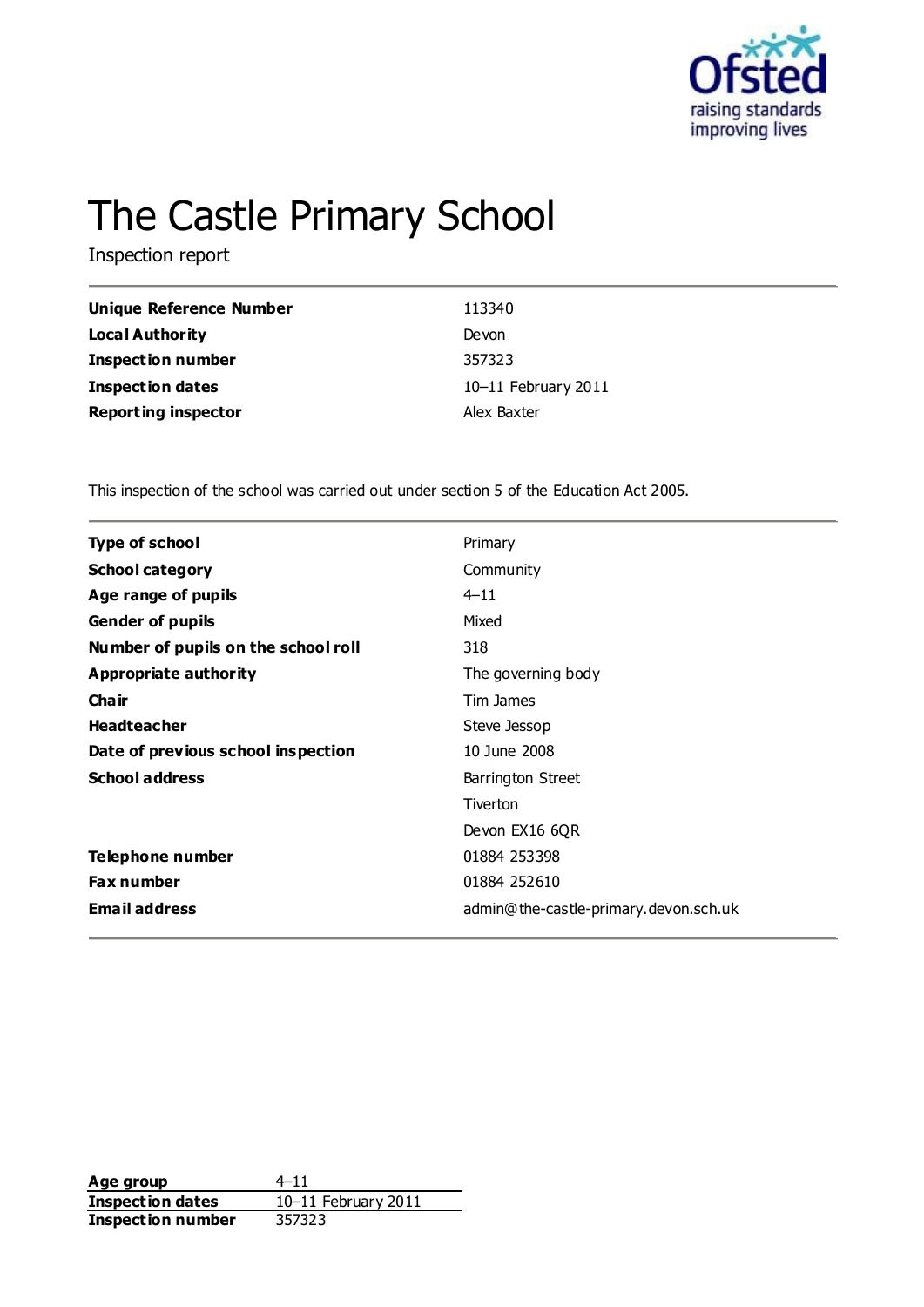# The Castle Primary School

Inspection report

| | |
|---|---|
| **Unique Reference Number** | 113340 |
| **Local Authority** | Devon |
| **Inspection number** | 357323 |
| **Inspection dates** | 10–11 February 2011 |
| **Reporting inspector** | Alex Baxter |

This inspection of the school was carried out under section 5 of the Education Act 2005.

| | |
|---|---|
| **Type of school** | Primary |
| **School category** | Community |
| **Age range of pupils** | 4–11 |
| **Gender of pupils** | Mixed |
| **Number of pupils on the school roll** | 318 |
| **Appropriate authority** | The governing body |
| **Chair** | Tim James |
| **Headteacher** | Steve Jessop |
| **Date of previous school inspection** | 10 June 2008 |
| **School address** | Barrington Street<br>Tiverton<br>Devon EX16 6QR |
| **Telephone number** | 01884 253398 |
| **Fax number** | 01884 252610 |
| **Email address** | admin@the-castle-primary.devon.sch.uk |

| | |
|---|---|
| **Age group** | 4–11 |
| **Inspection dates** | 10–11 February 2011 |
| **Inspection number** | 357323 |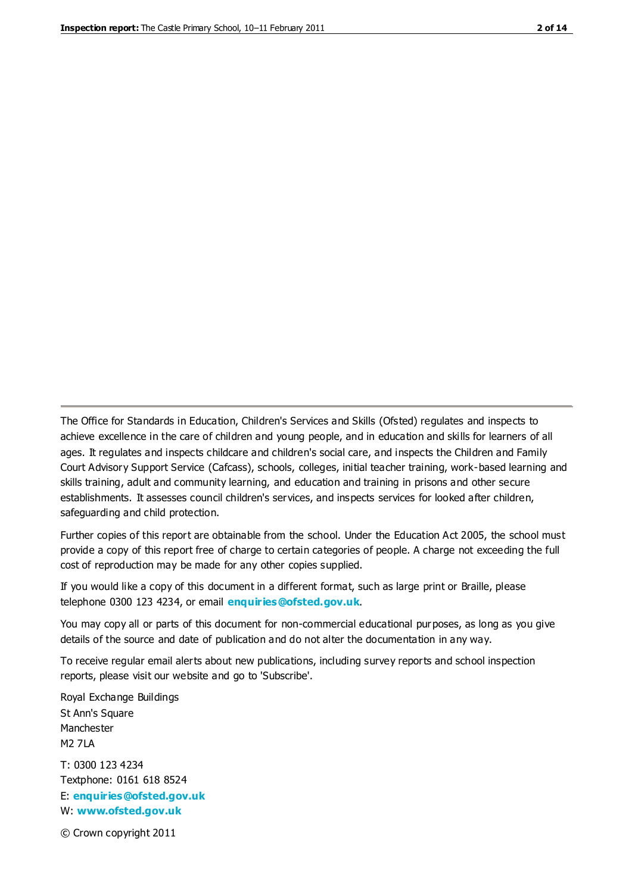The Office for Standards in Education, Children's Services and Skills (Ofsted) regulates and inspects to achieve excellence in the care of children and young people, and in education and skills for learners of all ages. It regulates and inspects childcare and children's social care, and inspects the Children and Family Court Advisory Support Service (Cafcass), schools, colleges, initial teacher training, work-based learning and skills training, adult and community learning, and education and training in prisons and other secure establishments. It assesses council children's services, and inspects services for looked after children, safeguarding and child protection.

Further copies of this report are obtainable from the school. Under the Education Act 2005, the school must provide a copy of this report free of charge to certain categories of people. A charge not exceeding the full cost of reproduction may be made for any other copies supplied.

If you would like a copy of this document in a different format, such as large print or Braille, please telephone 0300 123 4234, or email **enquiries@ofsted.gov.uk**.

You may copy all or parts of this document for non-commercial educational purposes, as long as you give details of the source and date of publication and do not alter the documentation in any way.

To receive regular email alerts about new publications, including survey reports and school inspection reports, please visit our website and go to 'Subscribe'.

Royal Exchange Buildings
St Ann's Square
Manchester
M2 7LA

T: 0300 123 4234
Textphone: 0161 618 8524
E: **enquiries@ofsted.gov.uk**
W: **www.ofsted.gov.uk**

© Crown copyright 2011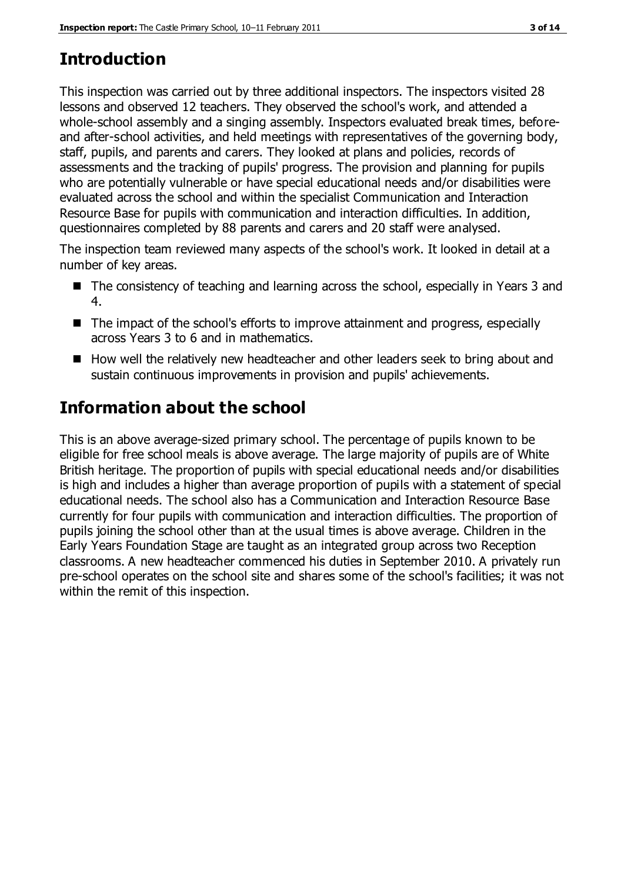## Introduction

This inspection was carried out by three additional inspectors. The inspectors visited 28 lessons and observed 12 teachers. They observed the school's work, and attended a whole-school assembly and a singing assembly. Inspectors evaluated break times, before- and after-school activities, and held meetings with representatives of the governing body, staff, pupils, and parents and carers. They looked at plans and policies, records of assessments and the tracking of pupils' progress. The provision and planning for pupils who are potentially vulnerable or have special educational needs and/or disabilities were evaluated across the school and within the specialist Communication and Interaction Resource Base for pupils with communication and interaction difficulties. In addition, questionnaires completed by 88 parents and carers and 20 staff were analysed.

The inspection team reviewed many aspects of the school's work. It looked in detail at a number of key areas.

- The consistency of teaching and learning across the school, especially in Years 3 and 4.
- The impact of the school's efforts to improve attainment and progress, especially across Years 3 to 6 and in mathematics.
- How well the relatively new headteacher and other leaders seek to bring about and sustain continuous improvements in provision and pupils' achievements.

## Information about the school

This is an above average-sized primary school. The percentage of pupils known to be eligible for free school meals is above average. The large majority of pupils are of White British heritage. The proportion of pupils with special educational needs and/or disabilities is high and includes a higher than average proportion of pupils with a statement of special educational needs. The school also has a Communication and Interaction Resource Base currently for four pupils with communication and interaction difficulties. The proportion of pupils joining the school other than at the usual times is above average. Children in the Early Years Foundation Stage are taught as an integrated group across two Reception classrooms. A new headteacher commenced his duties in September 2010. A privately run pre-school operates on the school site and shares some of the school's facilities; it was not within the remit of this inspection.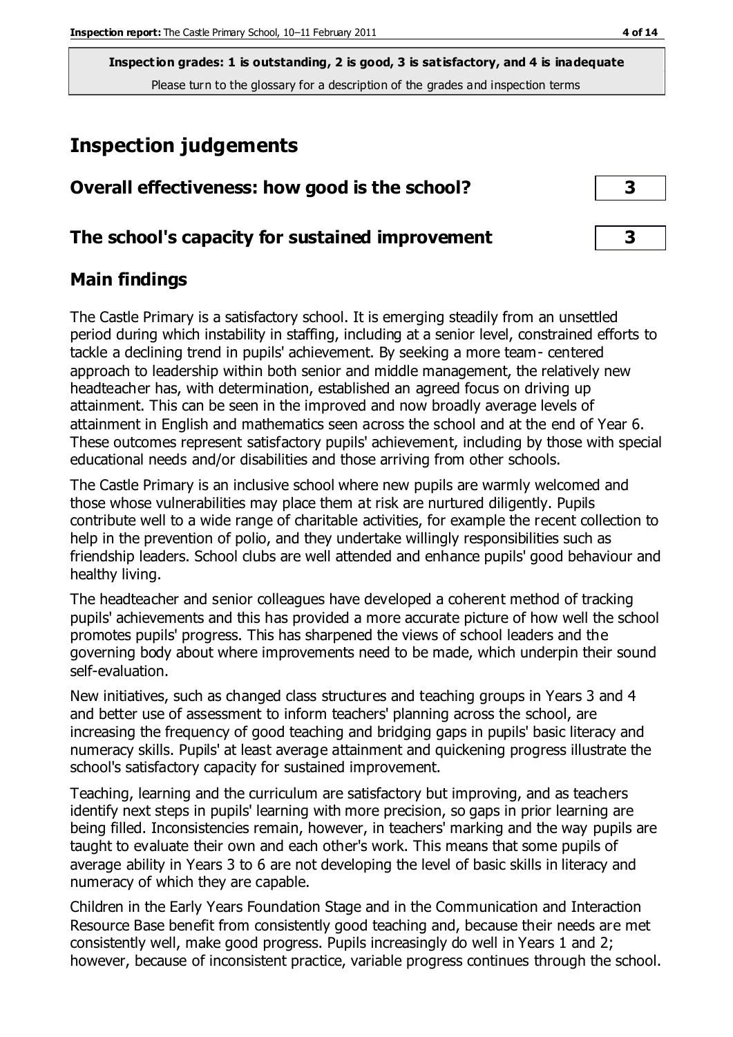**Inspection grades: 1 is outstanding, 2 is good, 3 is satisfactory, and 4 is inadequate**
Please turn to the glossary for a description of the grades and inspection terms

# Inspection judgements

| | |
|---|---|
| **Overall effectiveness: how good is the school?** | **3** |
| **The school's capacity for sustained improvement** | **3** |

## Main findings

The Castle Primary is a satisfactory school. It is emerging steadily from an unsettled period during which instability in staffing, including at a senior level, constrained efforts to tackle a declining trend in pupils' achievement. By seeking a more team- centered approach to leadership within both senior and middle management, the relatively new headteacher has, with determination, established an agreed focus on driving up attainment. This can be seen in the improved and now broadly average levels of attainment in English and mathematics seen across the school and at the end of Year 6. These outcomes represent satisfactory pupils' achievement, including by those with special educational needs and/or disabilities and those arriving from other schools.

The Castle Primary is an inclusive school where new pupils are warmly welcomed and those whose vulnerabilities may place them at risk are nurtured diligently. Pupils contribute well to a wide range of charitable activities, for example the recent collection to help in the prevention of polio, and they undertake willingly responsibilities such as friendship leaders. School clubs are well attended and enhance pupils' good behaviour and healthy living.

The headteacher and senior colleagues have developed a coherent method of tracking pupils' achievements and this has provided a more accurate picture of how well the school promotes pupils' progress. This has sharpened the views of school leaders and the governing body about where improvements need to be made, which underpin their sound self-evaluation.

New initiatives, such as changed class structures and teaching groups in Years 3 and 4 and better use of assessment to inform teachers' planning across the school, are increasing the frequency of good teaching and bridging gaps in pupils' basic literacy and numeracy skills. Pupils' at least average attainment and quickening progress illustrate the school's satisfactory capacity for sustained improvement.

Teaching, learning and the curriculum are satisfactory but improving, and as teachers identify next steps in pupils' learning with more precision, so gaps in prior learning are being filled. Inconsistencies remain, however, in teachers' marking and the way pupils are taught to evaluate their own and each other's work. This means that some pupils of average ability in Years 3 to 6 are not developing the level of basic skills in literacy and numeracy of which they are capable.

Children in the Early Years Foundation Stage and in the Communication and Interaction Resource Base benefit from consistently good teaching and, because their needs are met consistently well, make good progress. Pupils increasingly do well in Years 1 and 2; however, because of inconsistent practice, variable progress continues through the school.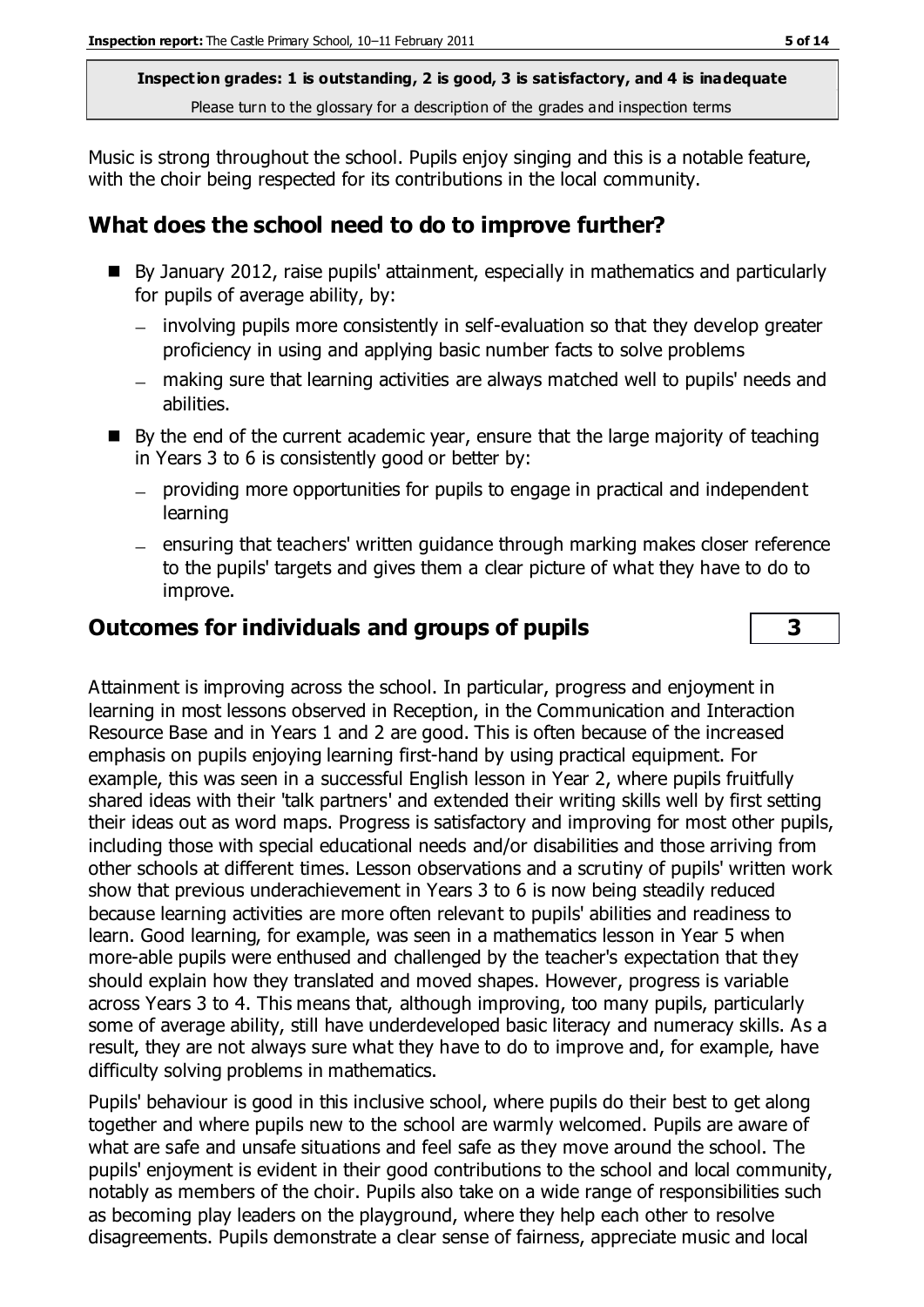**Inspection grades: 1 is outstanding, 2 is good, 3 is satisfactory, and 4 is inadequate**
Please turn to the glossary for a description of the grades and inspection terms

Music is strong throughout the school. Pupils enjoy singing and this is a notable feature, with the choir being respected for its contributions in the local community.

## What does the school need to do to improve further?

- By January 2012, raise pupils' attainment, especially in mathematics and particularly for pupils of average ability, by:
  - involving pupils more consistently in self-evaluation so that they develop greater proficiency in using and applying basic number facts to solve problems
  - making sure that learning activities are always matched well to pupils' needs and abilities.
- By the end of the current academic year, ensure that the large majority of teaching in Years 3 to 6 is consistently good or better by:
  - providing more opportunities for pupils to engage in practical and independent learning
  - ensuring that teachers' written guidance through marking makes closer reference to the pupils' targets and gives them a clear picture of what they have to do to improve.

## Outcomes for individuals and groups of pupils — 3

Attainment is improving across the school. In particular, progress and enjoyment in learning in most lessons observed in Reception, in the Communication and Interaction Resource Base and in Years 1 and 2 are good. This is often because of the increased emphasis on pupils enjoying learning first-hand by using practical equipment. For example, this was seen in a successful English lesson in Year 2, where pupils fruitfully shared ideas with their 'talk partners' and extended their writing skills well by first setting their ideas out as word maps. Progress is satisfactory and improving for most other pupils, including those with special educational needs and/or disabilities and those arriving from other schools at different times. Lesson observations and a scrutiny of pupils' written work show that previous underachievement in Years 3 to 6 is now being steadily reduced because learning activities are more often relevant to pupils' abilities and readiness to learn. Good learning, for example, was seen in a mathematics lesson in Year 5 when more-able pupils were enthused and challenged by the teacher's expectation that they should explain how they translated and moved shapes. However, progress is variable across Years 3 to 4. This means that, although improving, too many pupils, particularly some of average ability, still have underdeveloped basic literacy and numeracy skills. As a result, they are not always sure what they have to do to improve and, for example, have difficulty solving problems in mathematics.

Pupils' behaviour is good in this inclusive school, where pupils do their best to get along together and where pupils new to the school are warmly welcomed. Pupils are aware of what are safe and unsafe situations and feel safe as they move around the school. The pupils' enjoyment is evident in their good contributions to the school and local community, notably as members of the choir. Pupils also take on a wide range of responsibilities such as becoming play leaders on the playground, where they help each other to resolve disagreements. Pupils demonstrate a clear sense of fairness, appreciate music and local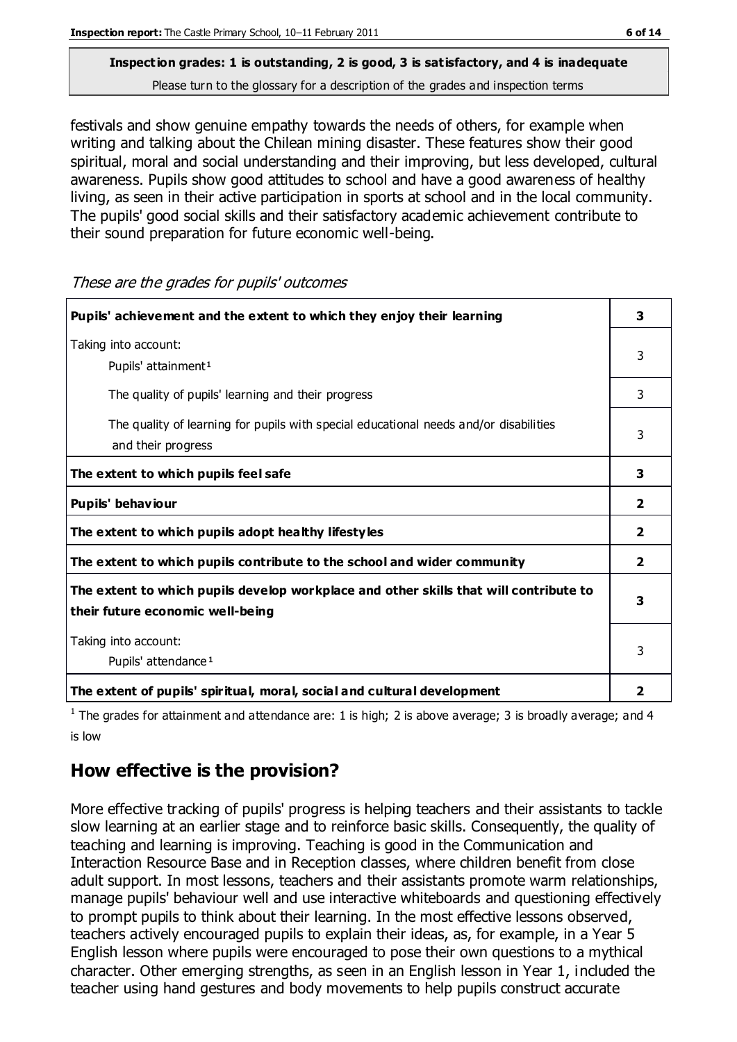**Inspection grades: 1 is outstanding, 2 is good, 3 is satisfactory, and 4 is inadequate**
Please turn to the glossary for a description of the grades and inspection terms

festivals and show genuine empathy towards the needs of others, for example when writing and talking about the Chilean mining disaster. These features show their good spiritual, moral and social understanding and their improving, but less developed, cultural awareness. Pupils show good attitudes to school and have a good awareness of healthy living, as seen in their active participation in sports at school and in the local community. The pupils' good social skills and their satisfactory academic achievement contribute to their sound preparation for future economic well-being.

*These are the grades for pupils' outcomes*

| | |
|---|---|
| **Pupils' achievement and the extent to which they enjoy their learning** | **3** |
| Taking into account: Pupils' attainment[1] | 3 |
| The quality of pupils' learning and their progress | 3 |
| The quality of learning for pupils with special educational needs and/or disabilities and their progress | 3 |
| **The extent to which pupils feel safe** | **3** |
| **Pupils' behaviour** | **2** |
| **The extent to which pupils adopt healthy lifestyles** | **2** |
| **The extent to which pupils contribute to the school and wider community** | **2** |
| **The extent to which pupils develop workplace and other skills that will contribute to their future economic well-being** | **3** |
| Taking into account: Pupils' attendance[1] | 3 |
| **The extent of pupils' spiritual, moral, social and cultural development** | **2** |

[1] The grades for attainment and attendance are: 1 is high; 2 is above average; 3 is broadly average; and 4 is low

## How effective is the provision?

More effective tracking of pupils' progress is helping teachers and their assistants to tackle slow learning at an earlier stage and to reinforce basic skills. Consequently, the quality of teaching and learning is improving. Teaching is good in the Communication and Interaction Resource Base and in Reception classes, where children benefit from close adult support. In most lessons, teachers and their assistants promote warm relationships, manage pupils' behaviour well and use interactive whiteboards and questioning effectively to prompt pupils to think about their learning. In the most effective lessons observed, teachers actively encouraged pupils to explain their ideas, as, for example, in a Year 5 English lesson where pupils were encouraged to pose their own questions to a mythical character. Other emerging strengths, as seen in an English lesson in Year 1, included the teacher using hand gestures and body movements to help pupils construct accurate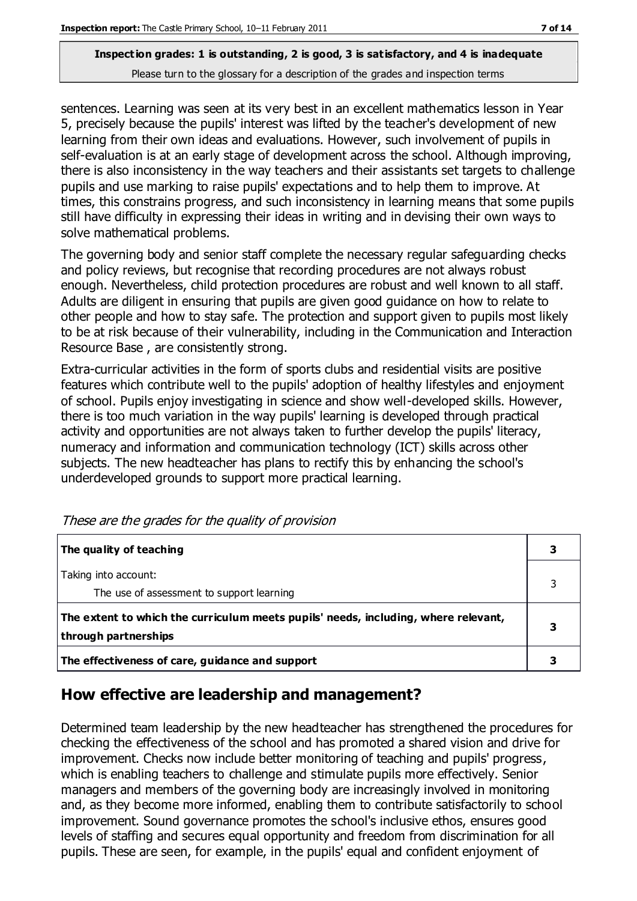sentences. Learning was seen at its very best in an excellent mathematics lesson in Year 5, precisely because the pupils' interest was lifted by the teacher's development of new learning from their own ideas and evaluations. However, such involvement of pupils in self-evaluation is at an early stage of development across the school. Although improving, there is also inconsistency in the way teachers and their assistants set targets to challenge pupils and use marking to raise pupils' expectations and to help them to improve. At times, this constrains progress, and such inconsistency in learning means that some pupils still have difficulty in expressing their ideas in writing and in devising their own ways to solve mathematical problems.

The governing body and senior staff complete the necessary regular safeguarding checks and policy reviews, but recognise that recording procedures are not always robust enough. Nevertheless, child protection procedures are robust and well known to all staff. Adults are diligent in ensuring that pupils are given good guidance on how to relate to other people and how to stay safe. The protection and support given to pupils most likely to be at risk because of their vulnerability, including in the Communication and Interaction Resource Base , are consistently strong.

Extra-curricular activities in the form of sports clubs and residential visits are positive features which contribute well to the pupils' adoption of healthy lifestyles and enjoyment of school. Pupils enjoy investigating in science and show well-developed skills. However, there is too much variation in the way pupils' learning is developed through practical activity and opportunities are not always taken to further develop the pupils' literacy, numeracy and information and communication technology (ICT) skills across other subjects. The new headteacher has plans to rectify this by enhancing the school's underdeveloped grounds to support more practical learning.

*These are the grades for the quality of provision*

| | |
|---|---|
| **The quality of teaching** | **3** |
| Taking into account:<br>The use of assessment to support learning | 3 |
| **The extent to which the curriculum meets pupils' needs, including, where relevant, through partnerships** | **3** |
| **The effectiveness of care, guidance and support** | **3** |

## How effective are leadership and management?

Determined team leadership by the new headteacher has strengthened the procedures for checking the effectiveness of the school and has promoted a shared vision and drive for improvement. Checks now include better monitoring of teaching and pupils' progress, which is enabling teachers to challenge and stimulate pupils more effectively. Senior managers and members of the governing body are increasingly involved in monitoring and, as they become more informed, enabling them to contribute satisfactorily to school improvement. Sound governance promotes the school's inclusive ethos, ensures good levels of staffing and secures equal opportunity and freedom from discrimination for all pupils. These are seen, for example, in the pupils' equal and confident enjoyment of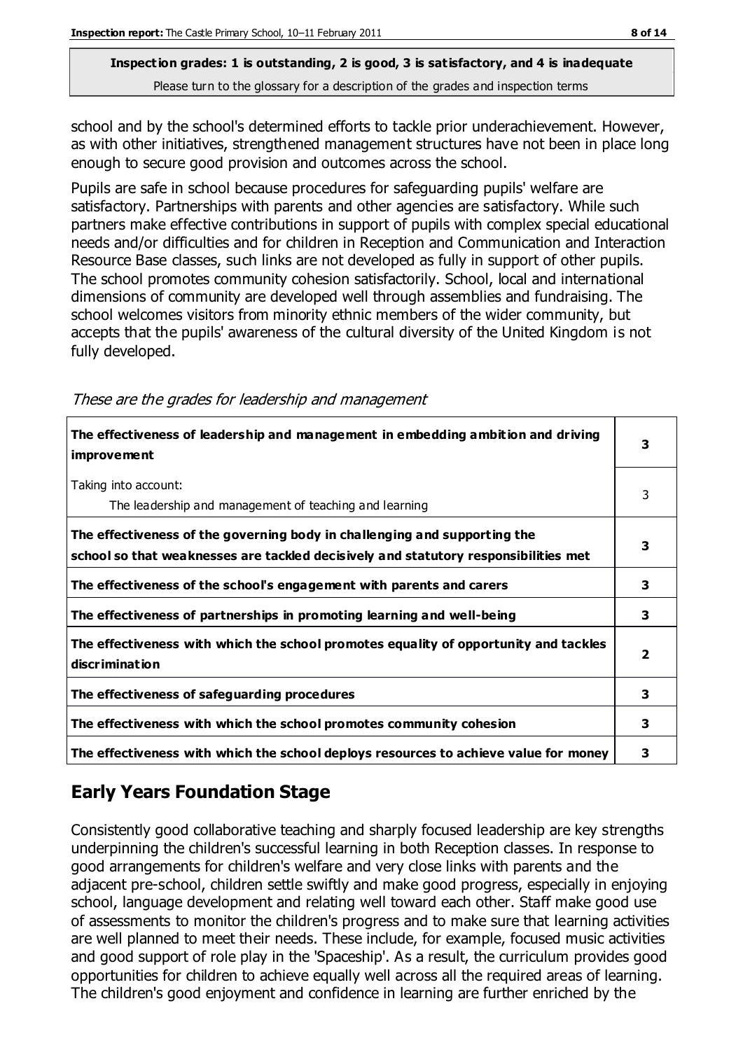**Inspection grades: 1 is outstanding, 2 is good, 3 is satisfactory, and 4 is inadequate**
Please turn to the glossary for a description of the grades and inspection terms

school and by the school's determined efforts to tackle prior underachievement. However, as with other initiatives, strengthened management structures have not been in place long enough to secure good provision and outcomes across the school.

Pupils are safe in school because procedures for safeguarding pupils' welfare are satisfactory. Partnerships with parents and other agencies are satisfactory. While such partners make effective contributions in support of pupils with complex special educational needs and/or difficulties and for children in Reception and Communication and Interaction Resource Base classes, such links are not developed as fully in support of other pupils. The school promotes community cohesion satisfactorily. School, local and international dimensions of community are developed well through assemblies and fundraising. The school welcomes visitors from minority ethnic members of the wider community, but accepts that the pupils' awareness of the cultural diversity of the United Kingdom is not fully developed.

*These are the grades for leadership and management*

| | |
|---|---|
| **The effectiveness of leadership and management in embedding ambition and driving improvement** | **3** |
| Taking into account:<br>The leadership and management of teaching and learning | 3 |
| **The effectiveness of the governing body in challenging and supporting the school so that weaknesses are tackled decisively and statutory responsibilities met** | **3** |
| **The effectiveness of the school's engagement with parents and carers** | **3** |
| **The effectiveness of partnerships in promoting learning and well-being** | **3** |
| **The effectiveness with which the school promotes equality of opportunity and tackles discrimination** | **2** |
| **The effectiveness of safeguarding procedures** | **3** |
| **The effectiveness with which the school promotes community cohesion** | **3** |
| **The effectiveness with which the school deploys resources to achieve value for money** | **3** |

## Early Years Foundation Stage

Consistently good collaborative teaching and sharply focused leadership are key strengths underpinning the children's successful learning in both Reception classes. In response to good arrangements for children's welfare and very close links with parents and the adjacent pre-school, children settle swiftly and make good progress, especially in enjoying school, language development and relating well toward each other. Staff make good use of assessments to monitor the children's progress and to make sure that learning activities are well planned to meet their needs. These include, for example, focused music activities and good support of role play in the 'Spaceship'. As a result, the curriculum provides good opportunities for children to achieve equally well across all the required areas of learning. The children's good enjoyment and confidence in learning are further enriched by the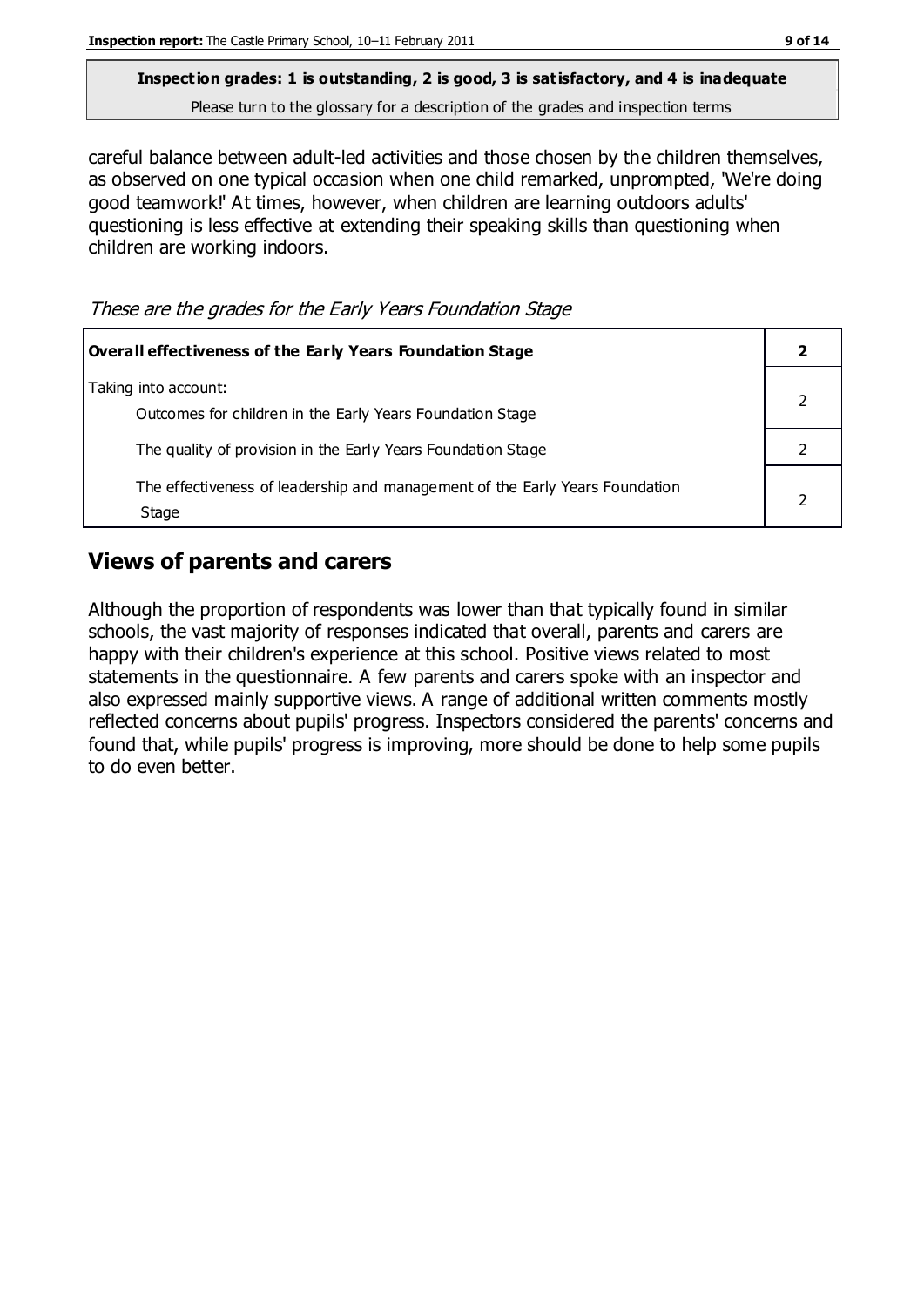**Inspection grades: 1 is outstanding, 2 is good, 3 is satisfactory, and 4 is inadequate**
Please turn to the glossary for a description of the grades and inspection terms

careful balance between adult-led activities and those chosen by the children themselves, as observed on one typical occasion when one child remarked, unprompted, 'We're doing good teamwork!' At times, however, when children are learning outdoors adults' questioning is less effective at extending their speaking skills than questioning when children are working indoors.

*These are the grades for the Early Years Foundation Stage*

| **Overall effectiveness of the Early Years Foundation Stage** | **2** |
|---|---|
| Taking into account:<br>Outcomes for children in the Early Years Foundation Stage | 2 |
| The quality of provision in the Early Years Foundation Stage | 2 |
| The effectiveness of leadership and management of the Early Years Foundation Stage | 2 |

## Views of parents and carers

Although the proportion of respondents was lower than that typically found in similar schools, the vast majority of responses indicated that overall, parents and carers are happy with their children's experience at this school. Positive views related to most statements in the questionnaire. A few parents and carers spoke with an inspector and also expressed mainly supportive views. A range of additional written comments mostly reflected concerns about pupils' progress. Inspectors considered the parents' concerns and found that, while pupils' progress is improving, more should be done to help some pupils to do even better.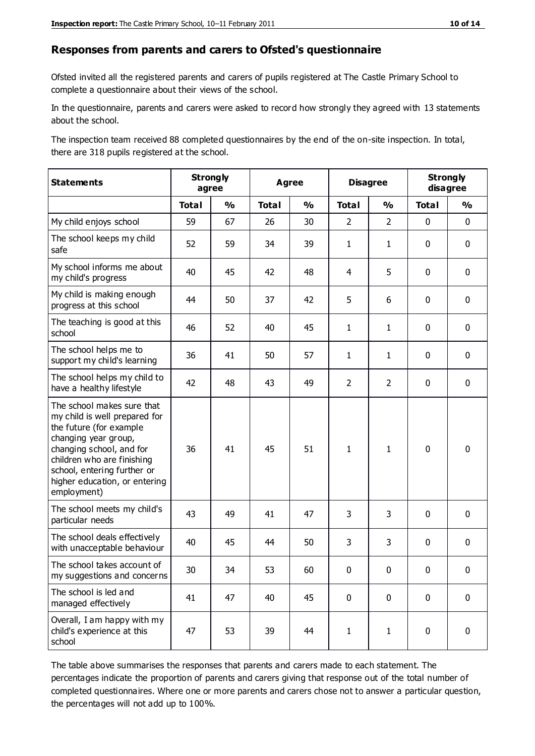## Responses from parents and carers to Ofsted's questionnaire

Ofsted invited all the registered parents and carers of pupils registered at The Castle Primary School to complete a questionnaire about their views of the school.

In the questionnaire, parents and carers were asked to record how strongly they agreed with 13 statements about the school.

The inspection team received 88 completed questionnaires by the end of the on-site inspection. In total, there are 318 pupils registered at the school.

| Statements | Strongly agree | | Agree | | Disagree | | Strongly disagree | |
|---|---|---|---|---|---|---|---|---|
| | Total | % | Total | % | Total | % | Total | % |
| My child enjoys school | 59 | 67 | 26 | 30 | 2 | 2 | 0 | 0 |
| The school keeps my child safe | 52 | 59 | 34 | 39 | 1 | 1 | 0 | 0 |
| My school informs me about my child's progress | 40 | 45 | 42 | 48 | 4 | 5 | 0 | 0 |
| My child is making enough progress at this school | 44 | 50 | 37 | 42 | 5 | 6 | 0 | 0 |
| The teaching is good at this school | 46 | 52 | 40 | 45 | 1 | 1 | 0 | 0 |
| The school helps me to support my child's learning | 36 | 41 | 50 | 57 | 1 | 1 | 0 | 0 |
| The school helps my child to have a healthy lifestyle | 42 | 48 | 43 | 49 | 2 | 2 | 0 | 0 |
| The school makes sure that my child is well prepared for the future (for example changing year group, changing school, and for children who are finishing school, entering further or higher education, or entering employment) | 36 | 41 | 45 | 51 | 1 | 1 | 0 | 0 |
| The school meets my child's particular needs | 43 | 49 | 41 | 47 | 3 | 3 | 0 | 0 |
| The school deals effectively with unacceptable behaviour | 40 | 45 | 44 | 50 | 3 | 3 | 0 | 0 |
| The school takes account of my suggestions and concerns | 30 | 34 | 53 | 60 | 0 | 0 | 0 | 0 |
| The school is led and managed effectively | 41 | 47 | 40 | 45 | 0 | 0 | 0 | 0 |
| Overall, I am happy with my child's experience at this school | 47 | 53 | 39 | 44 | 1 | 1 | 0 | 0 |

The table above summarises the responses that parents and carers made to each statement. The percentages indicate the proportion of parents and carers giving that response out of the total number of completed questionnaires. Where one or more parents and carers chose not to answer a particular question, the percentages will not add up to 100%.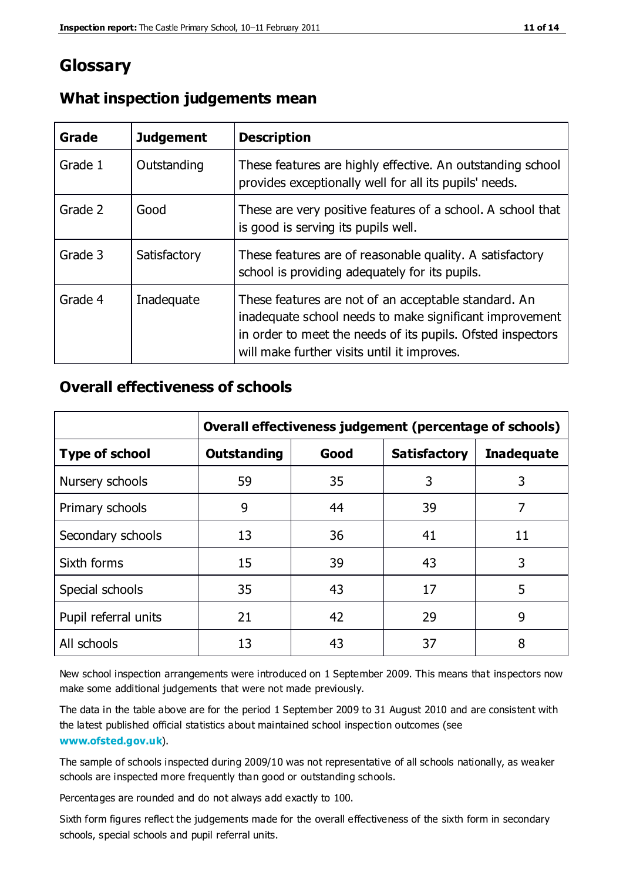# Glossary

## What inspection judgements mean

| Grade | Judgement | Description |
|---|---|---|
| Grade 1 | Outstanding | These features are highly effective. An outstanding school provides exceptionally well for all its pupils' needs. |
| Grade 2 | Good | These are very positive features of a school. A school that is good is serving its pupils well. |
| Grade 3 | Satisfactory | These features are of reasonable quality. A satisfactory school is providing adequately for its pupils. |
| Grade 4 | Inadequate | These features are not of an acceptable standard. An inadequate school needs to make significant improvement in order to meet the needs of its pupils. Ofsted inspectors will make further visits until it improves. |

## Overall effectiveness of schools

| | Overall effectiveness judgement (percentage of schools) | | | |
|---|---|---|---|---|
| **Type of school** | **Outstanding** | **Good** | **Satisfactory** | **Inadequate** |
| Nursery schools | 59 | 35 | 3 | 3 |
| Primary schools | 9 | 44 | 39 | 7 |
| Secondary schools | 13 | 36 | 41 | 11 |
| Sixth forms | 15 | 39 | 43 | 3 |
| Special schools | 35 | 43 | 17 | 5 |
| Pupil referral units | 21 | 42 | 29 | 9 |
| All schools | 13 | 43 | 37 | 8 |

New school inspection arrangements were introduced on 1 September 2009. This means that inspectors now make some additional judgements that were not made previously.

The data in the table above are for the period 1 September 2009 to 31 August 2010 and are consistent with the latest published official statistics about maintained school inspection outcomes (see **www.ofsted.gov.uk**).

The sample of schools inspected during 2009/10 was not representative of all schools nationally, as weaker schools are inspected more frequently than good or outstanding schools.

Percentages are rounded and do not always add exactly to 100.

Sixth form figures reflect the judgements made for the overall effectiveness of the sixth form in secondary schools, special schools and pupil referral units.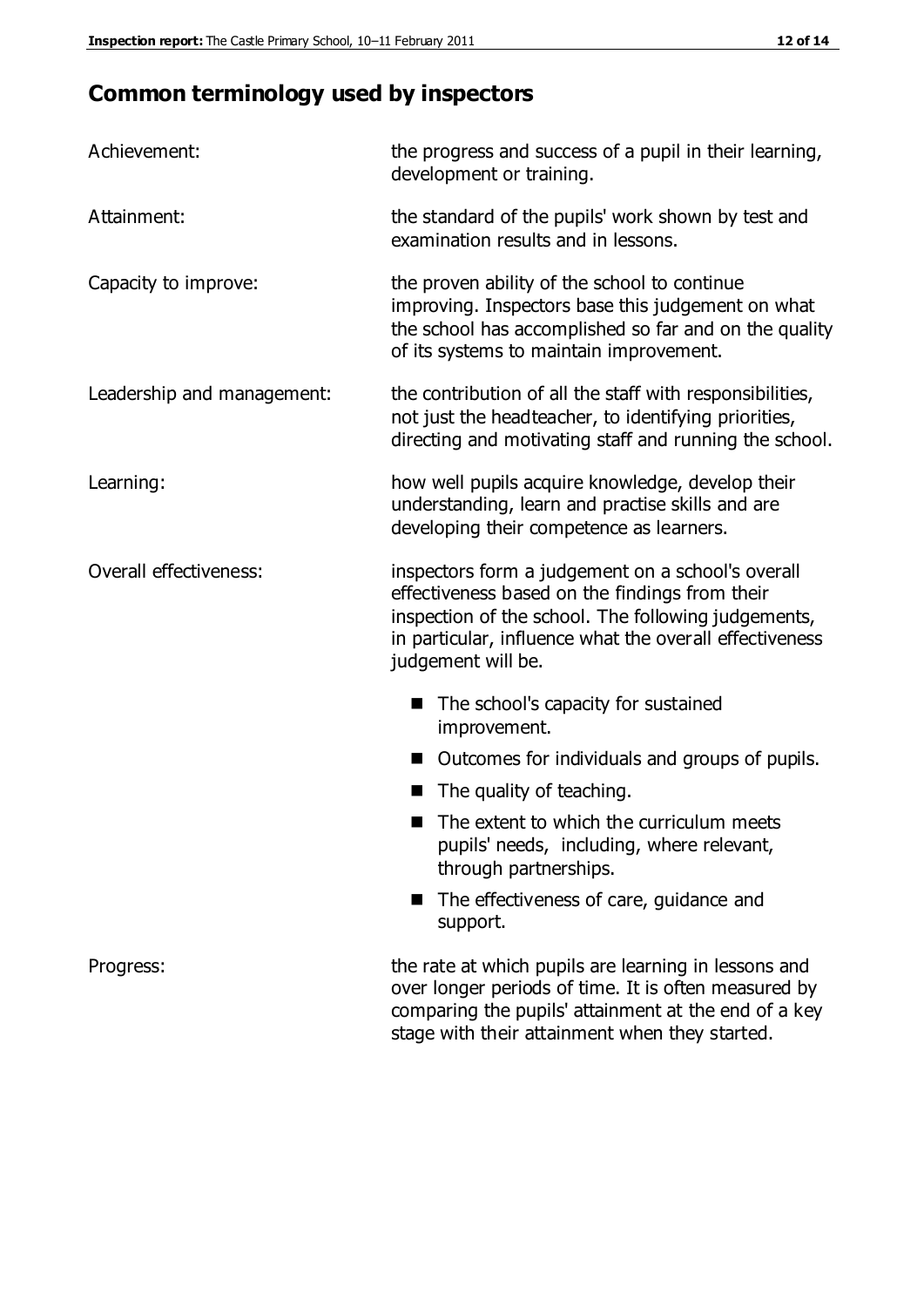## Common terminology used by inspectors

**Achievement:** the progress and success of a pupil in their learning, development or training.

**Attainment:** the standard of the pupils' work shown by test and examination results and in lessons.

**Capacity to improve:** the proven ability of the school to continue improving. Inspectors base this judgement on what the school has accomplished so far and on the quality of its systems to maintain improvement.

**Leadership and management:** the contribution of all the staff with responsibilities, not just the headteacher, to identifying priorities, directing and motivating staff and running the school.

**Learning:** how well pupils acquire knowledge, develop their understanding, learn and practise skills and are developing their competence as learners.

**Overall effectiveness:** inspectors form a judgement on a school's overall effectiveness based on the findings from their inspection of the school. The following judgements, in particular, influence what the overall effectiveness judgement will be.

- The school's capacity for sustained improvement.
- Outcomes for individuals and groups of pupils.
- The quality of teaching.
- The extent to which the curriculum meets pupils' needs, including, where relevant, through partnerships.
- The effectiveness of care, guidance and support.

**Progress:** the rate at which pupils are learning in lessons and over longer periods of time. It is often measured by comparing the pupils' attainment at the end of a key stage with their attainment when they started.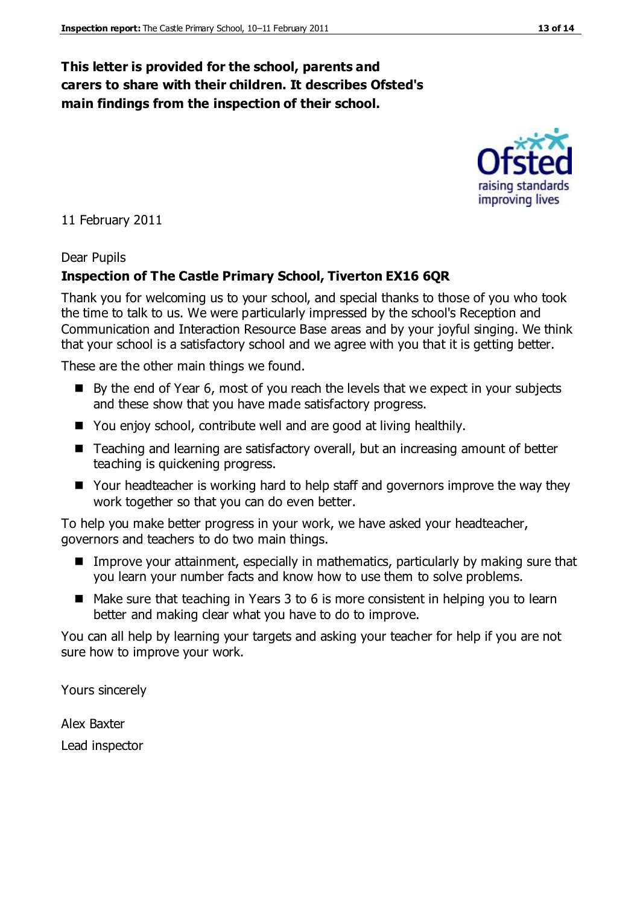**This letter is provided for the school, parents and carers to share with their children. It describes Ofsted's main findings from the inspection of their school.**

11 February 2011

Dear Pupils

**Inspection of The Castle Primary School, Tiverton EX16 6QR**

Thank you for welcoming us to your school, and special thanks to those of you who took the time to talk to us. We were particularly impressed by the school's Reception and Communication and Interaction Resource Base areas and by your joyful singing. We think that your school is a satisfactory school and we agree with you that it is getting better.

These are the other main things we found.

- By the end of Year 6, most of you reach the levels that we expect in your subjects and these show that you have made satisfactory progress.
- You enjoy school, contribute well and are good at living healthily.
- Teaching and learning are satisfactory overall, but an increasing amount of better teaching is quickening progress.
- Your headteacher is working hard to help staff and governors improve the way they work together so that you can do even better.

To help you make better progress in your work, we have asked your headteacher, governors and teachers to do two main things.

- Improve your attainment, especially in mathematics, particularly by making sure that you learn your number facts and know how to use them to solve problems.
- Make sure that teaching in Years 3 to 6 is more consistent in helping you to learn better and making clear what you have to do to improve.

You can all help by learning your targets and asking your teacher for help if you are not sure how to improve your work.

Yours sincerely

Alex Baxter

Lead inspector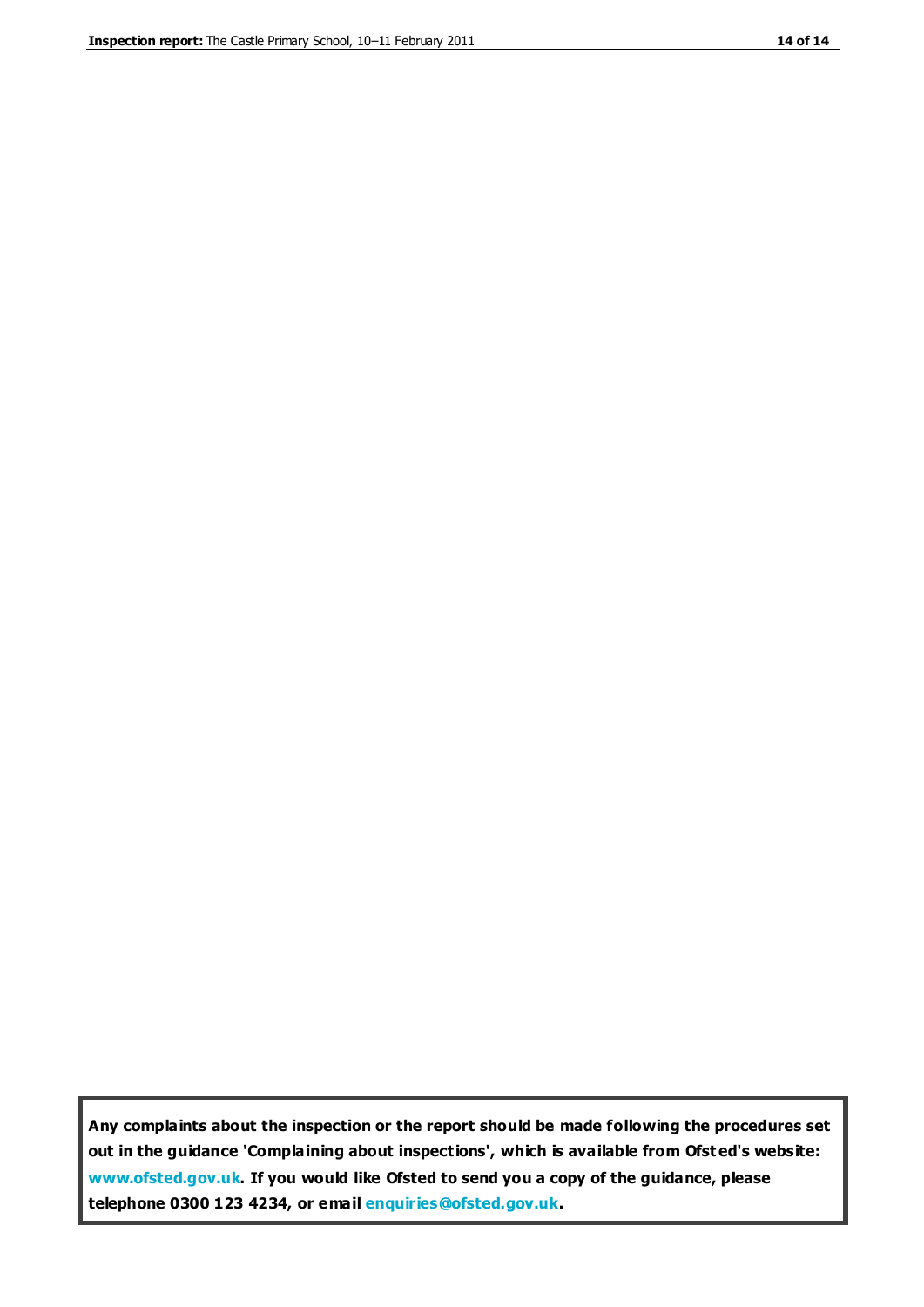**Any complaints about the inspection or the report should be made following the procedures set out in the guidance 'Complaining about inspections', which is available from Ofsted's website: www.ofsted.gov.uk. If you would like Ofsted to send you a copy of the guidance, please telephone 0300 123 4234, or email enquiries@ofsted.gov.uk.**